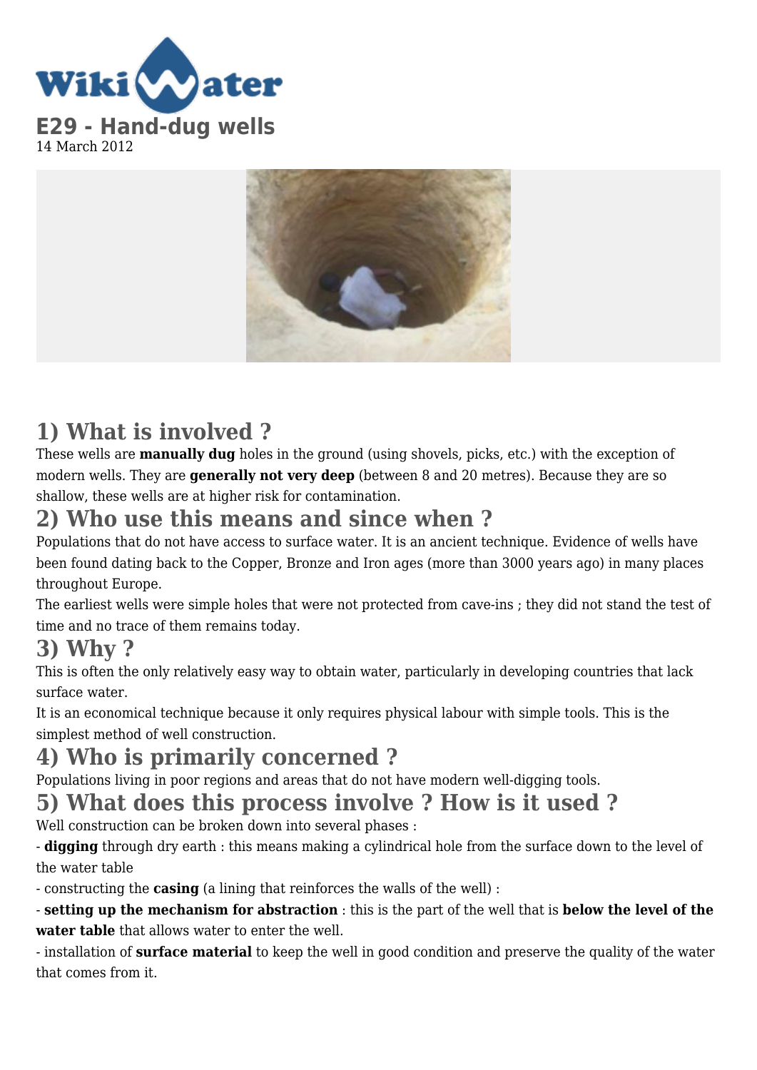# E29 - Hand-dug wells

14 March 2012

## 1) What is involved ?

These wells are **manually dug** holes in the ground (using shovels, picks, etc.) with the exception of modern wells. They are **generally not very deep** (between 8 and 20 metres). Because they are so shallow, these wells are at higher risk for contamination.

## 2) Who use this means and since when ?

Populations that do not have access to surface water. It is an ancient technique. Evidence of wells have been found dating back to the Copper, Bronze and Iron ages (more than 3000 years ago) in many places throughout Europe.

The earliest wells were simple holes that were not protected from cave-ins ; they did not stand the test of time and no trace of them remains today.

## 3) Why ?

This is often the only relatively easy way to obtain water, particularly in developing countries that lack surface water.

It is an economical technique because it only requires physical labour with simple tools. This is the simplest method of well construction.

## 4) Who is primarily concerned ?

Populations living in poor regions and areas that do not have modern well-digging tools.

## 5) What does this process involve ? How is it used ?

Well construction can be broken down into several phases :

- **digging** through dry earth : this means making a cylindrical hole from the surface down to the level of the water table
- constructing the **casing** (a lining that reinforces the walls of the well) :
- **setting up the mechanism for abstraction** : this is the part of the well that is **below the level of the water table** that allows water to enter the well.
- installation of **surface material** to keep the well in good condition and preserve the quality of the water that comes from it.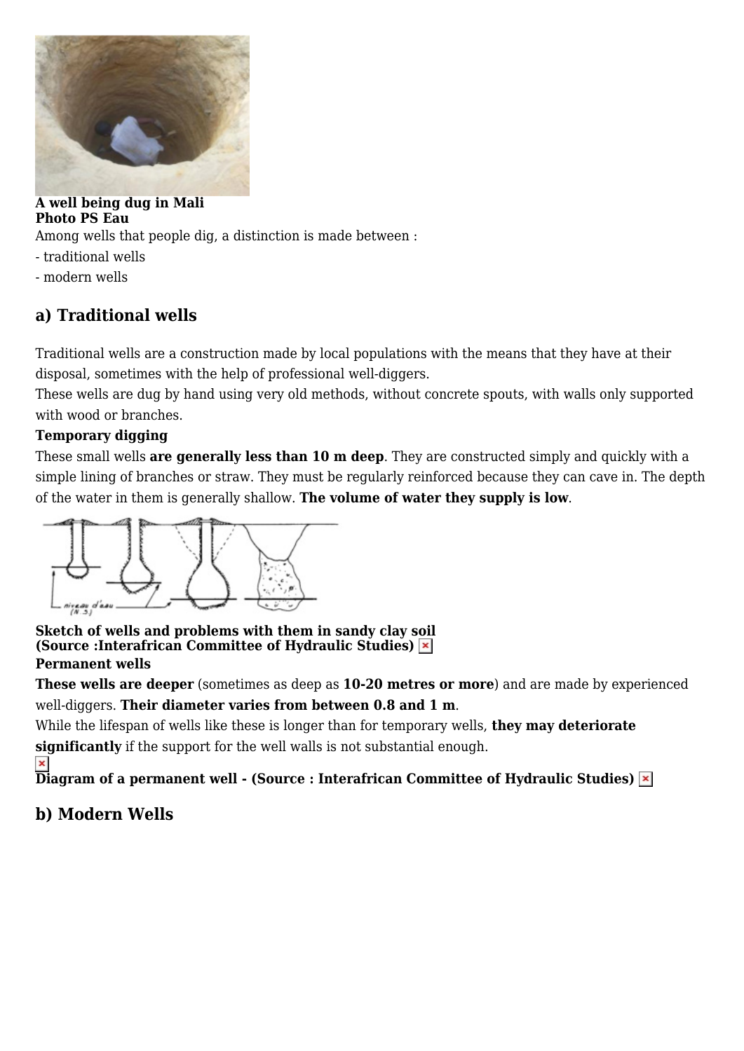**A well being dug in Mali**
**Photo PS Eau**

Among wells that people dig, a distinction is made between :

- traditional wells
- modern wells

## a) Traditional wells

Traditional wells are a construction made by local populations with the means that they have at their disposal, sometimes with the help of professional well-diggers.
These wells are dug by hand using very old methods, without concrete spouts, with walls only supported with wood or branches.

**Temporary digging**

These small wells **are generally less than 10 m deep**. They are constructed simply and quickly with a simple lining of branches or straw. They must be regularly reinforced because they can cave in. The depth of the water in them is generally shallow. **The volume of water they supply is low**.

**Sketch of wells and problems with them in sandy clay soil**
**(Source :Interafrican Committee of Hydraulic Studies)**

**Permanent wells**

**These wells are deeper** (sometimes as deep as **10-20 metres or more**) and are made by experienced well-diggers. **Their diameter varies from between 0.8 and 1 m**.
While the lifespan of wells like these is longer than for temporary wells, **they may deteriorate significantly** if the support for the well walls is not substantial enough.

**Diagram of a permanent well - (Source : Interafrican Committee of Hydraulic Studies)**

## b) Modern Wells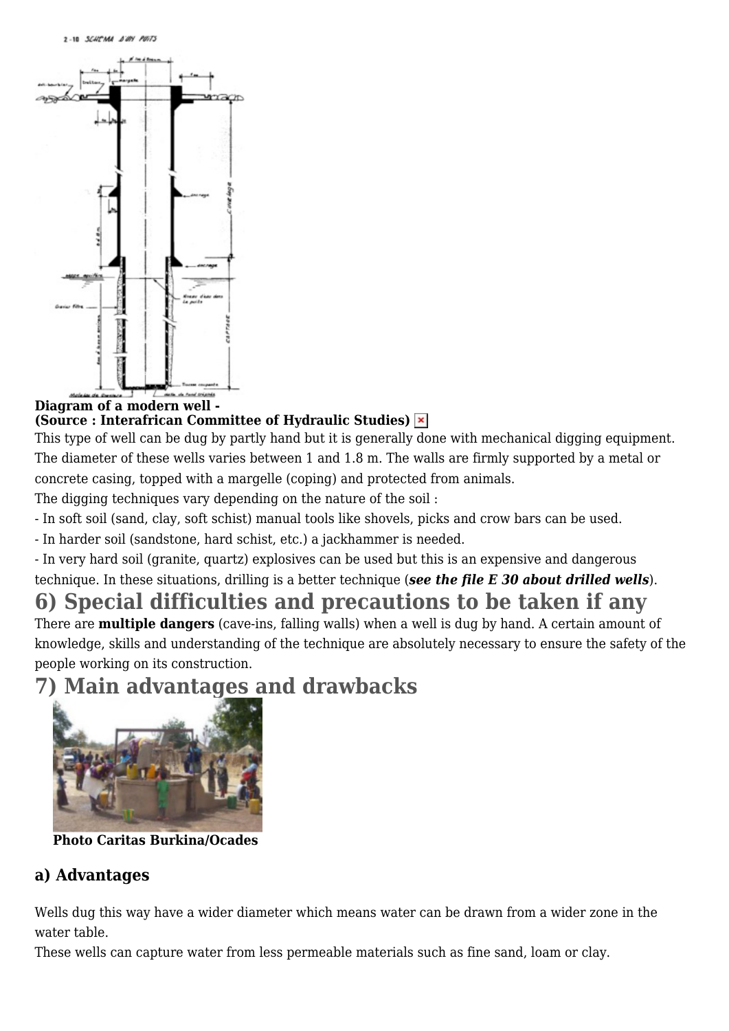**Diagram of a modern well -**
**(Source : Interafrican Committee of Hydraulic Studies)**

This type of well can be dug by partly hand but it is generally done with mechanical digging equipment. The diameter of these wells varies between 1 and 1.8 m. The walls are firmly supported by a metal or concrete casing, topped with a margelle (coping) and protected from animals.

The digging techniques vary depending on the nature of the soil :

- In soft soil (sand, clay, soft schist) manual tools like shovels, picks and crow bars can be used.
- In harder soil (sandstone, hard schist, etc.) a jackhammer is needed.
- In very hard soil (granite, quartz) explosives can be used but this is an expensive and dangerous technique. In these situations, drilling is a better technique (***see the file E 30 about drilled wells***).

## 6) Special difficulties and precautions to be taken if any

There are **multiple dangers** (cave-ins, falling walls) when a well is dug by hand. A certain amount of knowledge, skills and understanding of the technique are absolutely necessary to ensure the safety of the people working on its construction.

## 7) Main advantages and drawbacks

**Photo Caritas Burkina/Ocades**

### a) Advantages

Wells dug this way have a wider diameter which means water can be drawn from a wider zone in the water table.

These wells can capture water from less permeable materials such as fine sand, loam or clay.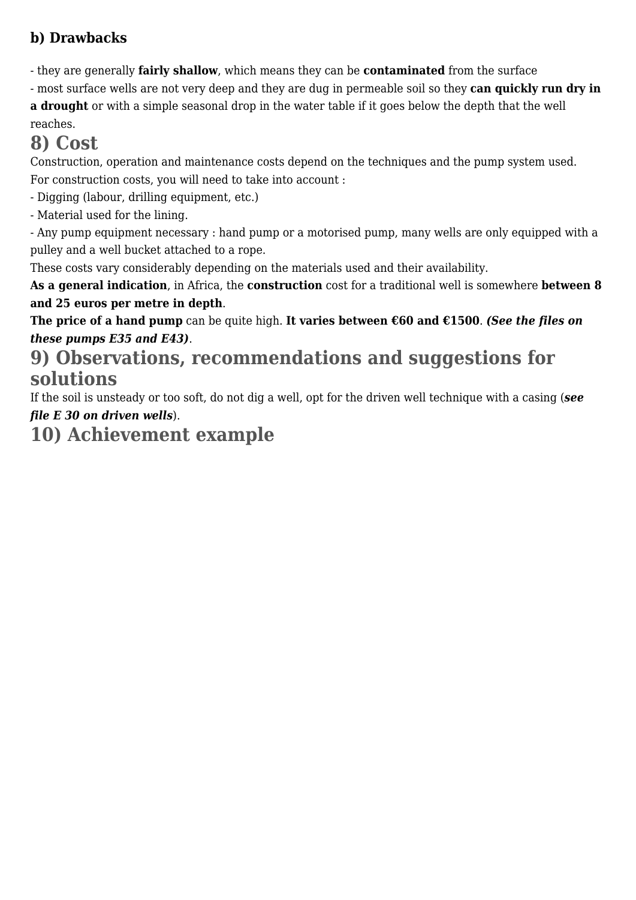### b) Drawbacks

- they are generally **fairly shallow**, which means they can be **contaminated** from the surface
- most surface wells are not very deep and they are dug in permeable soil so they **can quickly run dry in a drought** or with a simple seasonal drop in the water table if it goes below the depth that the well reaches.

## 8) Cost

Construction, operation and maintenance costs depend on the techniques and the pump system used.
For construction costs, you will need to take into account :

- Digging (labour, drilling equipment, etc.)
- Material used for the lining.
- Any pump equipment necessary : hand pump or a motorised pump, many wells are only equipped with a pulley and a well bucket attached to a rope.

These costs vary considerably depending on the materials used and their availability.
**As a general indication**, in Africa, the **construction** cost for a traditional well is somewhere **between 8 and 25 euros per metre in depth**.
**The price of a hand pump** can be quite high. **It varies between €60 and €1500**. ***(See the files on these pumps E35 and E43)***.

## 9) Observations, recommendations and suggestions for solutions

If the soil is unsteady or too soft, do not dig a well, opt for the driven well technique with a casing (***see file E 30 on driven wells***).

## 10) Achievement example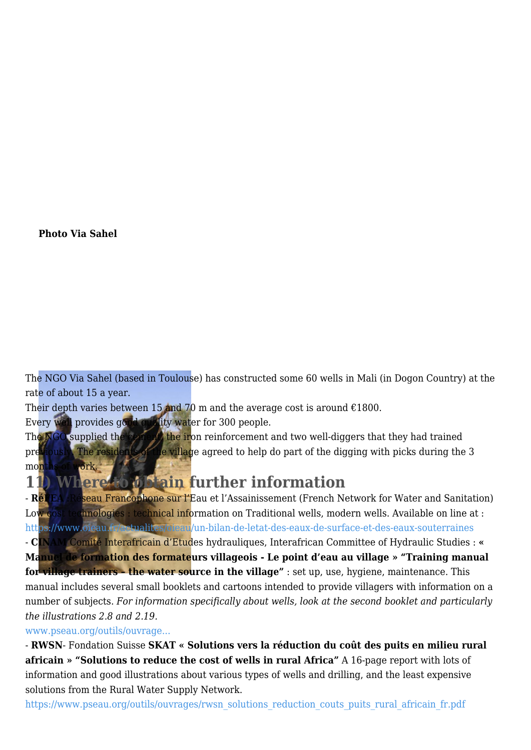**Photo Via Sahel**

The NGO Via Sahel (based in Toulouse) has constructed some 60 wells in Mali (in Dogon Country) at the rate of about 15 a year.
Their depth varies between 15 and 70 m and the average cost is around €1800.
Every well provides good quality water for 300 people.
The NGO supplied the cement, the iron reinforcement and two well-diggers that they had trained previously. The residents of the village agreed to help do part of the digging with picks during the 3 months of work.

## 11) Where to obtain further information

- **RéIEA** Réseau Francophone sur l'Eau et l'Assainissement (French Network for Water and Sanitation) Low cost technologies : technical information on Traditional wells, modern wells. Available on line at : https://www.oieau.fr/actualites/oieau/un-bilan-de-letat-des-eaux-de-surface-et-des-eaux-souterraines
- **CINAM** Comité Interafricain d'Etudes hydrauliques, Interafrican Committee of Hydraulic Studies : **« Manuel de formation des formateurs villageois - Le point d'eau au village » "Training manual for village trainers – the water source in the village"** : set up, use, hygiene, maintenance. This manual includes several small booklets and cartoons intended to provide villagers with information on a number of subjects. *For information specifically about wells, look at the second booklet and particularly the illustrations 2.8 and 2.19.*
www.pseau.org/outils/ouvrage...
- **RWSN**- Fondation Suisse **SKAT « Solutions vers la réduction du coût des puits en milieu rural africain » "Solutions to reduce the cost of wells in rural Africa"** A 16-page report with lots of information and good illustrations about various types of wells and drilling, and the least expensive solutions from the Rural Water Supply Network.
https://www.pseau.org/outils/ouvrages/rwsn_solutions_reduction_couts_puits_rural_africain_fr.pdf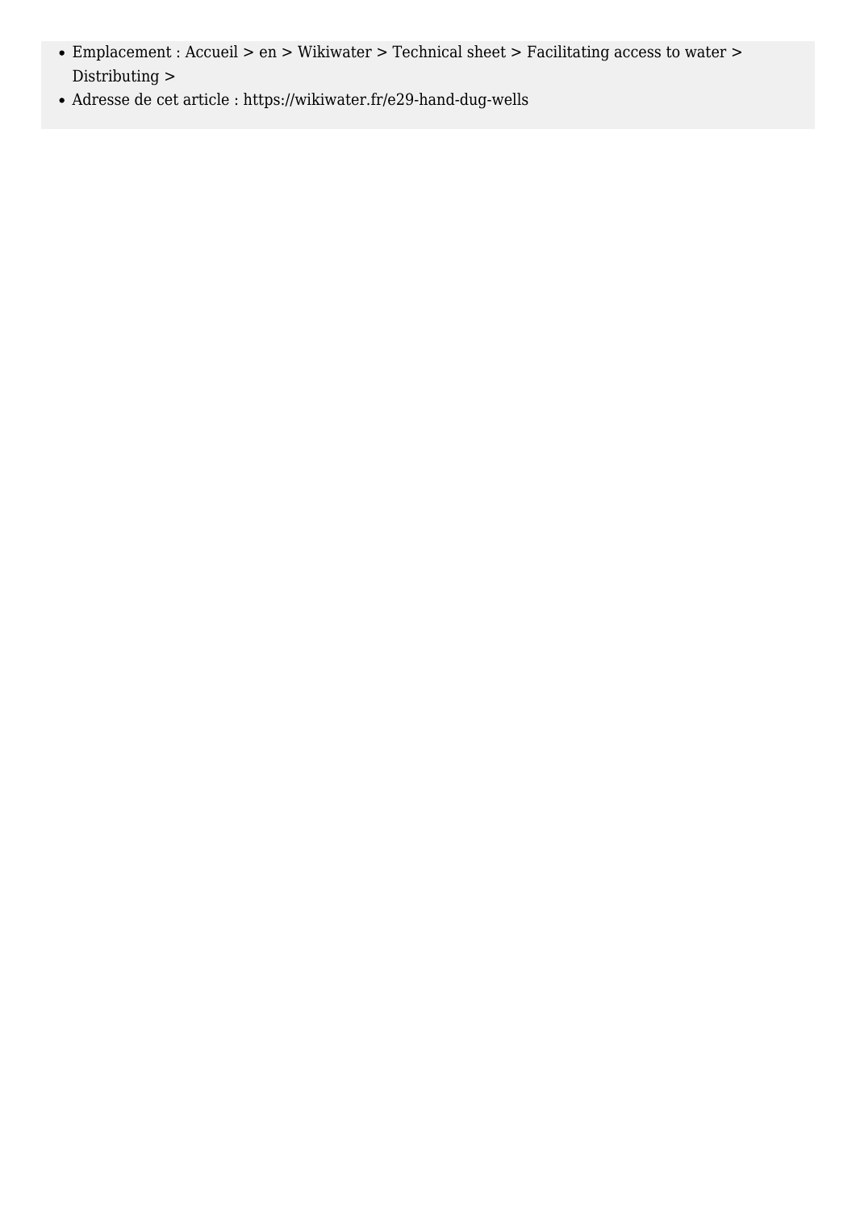- Emplacement : Accueil > en > Wikiwater > Technical sheet > Facilitating access to water > Distributing >
- Adresse de cet article : https://wikiwater.fr/e29-hand-dug-wells